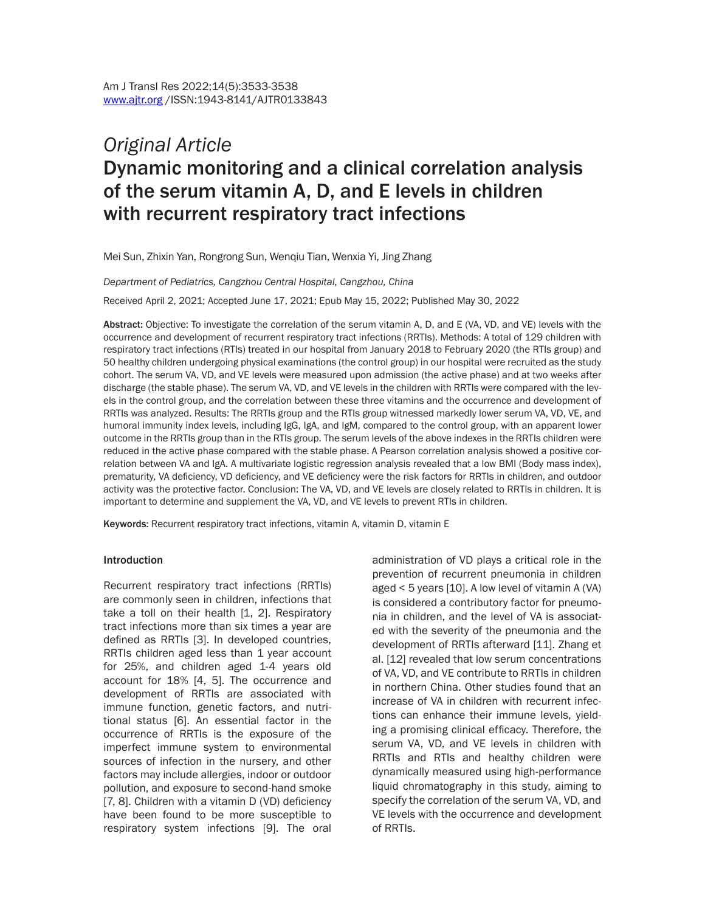*Original Article*

# Dynamic monitoring and a clinical correlation analysis of the serum vitamin A, D, and E levels in children with recurrent respiratory tract infections

Mei Sun, Zhixin Yan, Rongrong Sun, Wenqiu Tian, Wenxia Yi, Jing Zhang

*Department of Pediatrics, Cangzhou Central Hospital, Cangzhou, China*

Received April 2, 2021; Accepted June 17, 2021; Epub May 15, 2022; Published May 30, 2022

**Abstract:** Objective: To investigate the correlation of the serum vitamin A, D, and E (VA, VD, and VE) levels with the occurrence and development of recurrent respiratory tract infections (RRTIs). Methods: A total of 129 children with respiratory tract infections (RTIs) treated in our hospital from January 2018 to February 2020 (the RTIs group) and 50 healthy children undergoing physical examinations (the control group) in our hospital were recruited as the study cohort. The serum VA, VD, and VE levels were measured upon admission (the active phase) and at two weeks after discharge (the stable phase). The serum VA, VD, and VE levels in the children with RRTIs were compared with the levels in the control group, and the correlation between these three vitamins and the occurrence and development of RRTIs was analyzed. Results: The RRTIs group and the RTIs group witnessed markedly lower serum VA, VD, VE, and humoral immunity index levels, including IgG, IgA, and IgM, compared to the control group, with an apparent lower outcome in the RRTIs group than in the RTIs group. The serum levels of the above indexes in the RRTIs children were reduced in the active phase compared with the stable phase. A Pearson correlation analysis showed a positive correlation between VA and IgA. A multivariate logistic regression analysis revealed that a low BMI (Body mass index), prematurity, VA deficiency, VD deficiency, and VE deficiency were the risk factors for RRTIs in children, and outdoor activity was the protective factor. Conclusion: The VA, VD, and VE levels are closely related to RRTIs in children. It is important to determine and supplement the VA, VD, and VE levels to prevent RTIs in children.

**Keywords:** Recurrent respiratory tract infections, vitamin A, vitamin D, vitamin E

## Introduction

Recurrent respiratory tract infections (RRTIs) are commonly seen in children, infections that take a toll on their health [1, 2]. Respiratory tract infections more than six times a year are defined as RRTIs [3]. In developed countries, RRTIs children aged less than 1 year account for 25%, and children aged 1-4 years old account for 18% [4, 5]. The occurrence and development of RRTIs are associated with immune function, genetic factors, and nutritional status [6]. An essential factor in the occurrence of RRTIs is the exposure of the imperfect immune system to environmental sources of infection in the nursery, and other factors may include allergies, indoor or outdoor pollution, and exposure to second-hand smoke [7, 8]. Children with a vitamin D (VD) deficiency have been found to be more susceptible to respiratory system infections [9]. The oral administration of VD plays a critical role in the prevention of recurrent pneumonia in children aged < 5 years [10]. A low level of vitamin A (VA) is considered a contributory factor for pneumonia in children, and the level of VA is associated with the severity of the pneumonia and the development of RRTIs afterward [11]. Zhang et al. [12] revealed that low serum concentrations of VA, VD, and VE contribute to RRTIs in children in northern China. Other studies found that an increase of VA in children with recurrent infections can enhance their immune levels, yielding a promising clinical efficacy. Therefore, the serum VA, VD, and VE levels in children with RRTIs and RTIs and healthy children were dynamically measured using high-performance liquid chromatography in this study, aiming to specify the correlation of the serum VA, VD, and VE levels with the occurrence and development of RRTIs.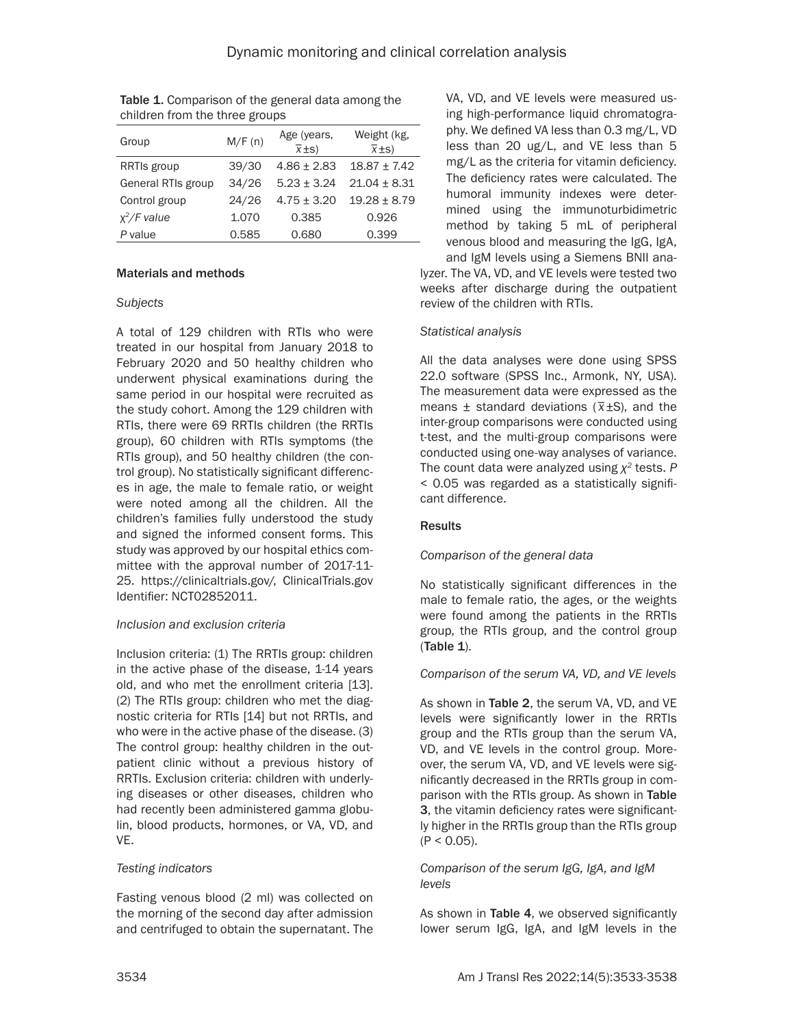Table 1. Comparison of the general data among the children from the three groups

| Group | M/F (n) | Age (years, $\bar{x}$±s) | Weight (kg, $\bar{x}$±s) |
|---|---|---|---|
| RRTIs group | 39/30 | 4.86 ± 2.83 | 18.87 ± 7.42 |
| General RTIs group | 34/26 | 5.23 ± 3.24 | 21.04 ± 8.31 |
| Control group | 24/26 | 4.75 ± 3.20 | 19.28 ± 8.79 |
| $\chi^2$/F value | 1.070 | 0.385 | 0.926 |
| P value | 0.585 | 0.680 | 0.399 |

## Materials and methods

### *Subjects*

A total of 129 children with RTIs who were treated in our hospital from January 2018 to February 2020 and 50 healthy children who underwent physical examinations during the same period in our hospital were recruited as the study cohort. Among the 129 children with RTIs, there were 69 RRTIs children (the RRTIs group), 60 children with RTIs symptoms (the RTIs group), and 50 healthy children (the control group). No statistically significant differences in age, the male to female ratio, or weight were noted among all the children. All the children's families fully understood the study and signed the informed consent forms. This study was approved by our hospital ethics committee with the approval number of 2017-11-25. https://clinicaltrials.gov/, ClinicalTrials.gov Identifier: NCT02852011.

### *Inclusion and exclusion criteria*

Inclusion criteria: (1) The RRTIs group: children in the active phase of the disease, 1-14 years old, and who met the enrollment criteria [13]. (2) The RTIs group: children who met the diagnostic criteria for RTIs [14] but not RRTIs, and who were in the active phase of the disease. (3) The control group: healthy children in the outpatient clinic without a previous history of RRTIs. Exclusion criteria: children with underlying diseases or other diseases, children who had recently been administered gamma globulin, blood products, hormones, or VA, VD, and VE.

### *Testing indicators*

Fasting venous blood (2 ml) was collected on the morning of the second day after admission and centrifuged to obtain the supernatant. The VA, VD, and VE levels were measured using high-performance liquid chromatography. We defined VA less than 0.3 mg/L, VD less than 20 ug/L, and VE less than 5 mg/L as the criteria for vitamin deficiency. The deficiency rates were calculated. The humoral immunity indexes were determined using the immunoturbidimetric method by taking 5 mL of peripheral venous blood and measuring the IgG, IgA, and IgM levels using a Siemens BNII analyzer. The VA, VD, and VE levels were tested two weeks after discharge during the outpatient review of the children with RTIs.

### *Statistical analysis*

All the data analyses were done using SPSS 22.0 software (SPSS Inc., Armonk, NY, USA). The measurement data were expressed as the means ± standard deviations ($\bar{x}$±S), and the inter-group comparisons were conducted using t-test, and the multi-group comparisons were conducted using one-way analyses of variance. The count data were analyzed using $\chi^2$ tests. $P < 0.05$ was regarded as a statistically significant difference.

## Results

### *Comparison of the general data*

No statistically significant differences in the male to female ratio, the ages, or the weights were found among the patients in the RRTIs group, the RTIs group, and the control group (**Table 1**).

### *Comparison of the serum VA, VD, and VE levels*

As shown in **Table 2**, the serum VA, VD, and VE levels were significantly lower in the RRTIs group and the RTIs group than the serum VA, VD, and VE levels in the control group. Moreover, the serum VA, VD, and VE levels were significantly decreased in the RRTIs group in comparison with the RTIs group. As shown in **Table 3**, the vitamin deficiency rates were significantly higher in the RRTIs group than the RTIs group ($P < 0.05$).

### *Comparison of the serum IgG, IgA, and IgM levels*

As shown in **Table 4**, we observed significantly lower serum IgG, IgA, and IgM levels in the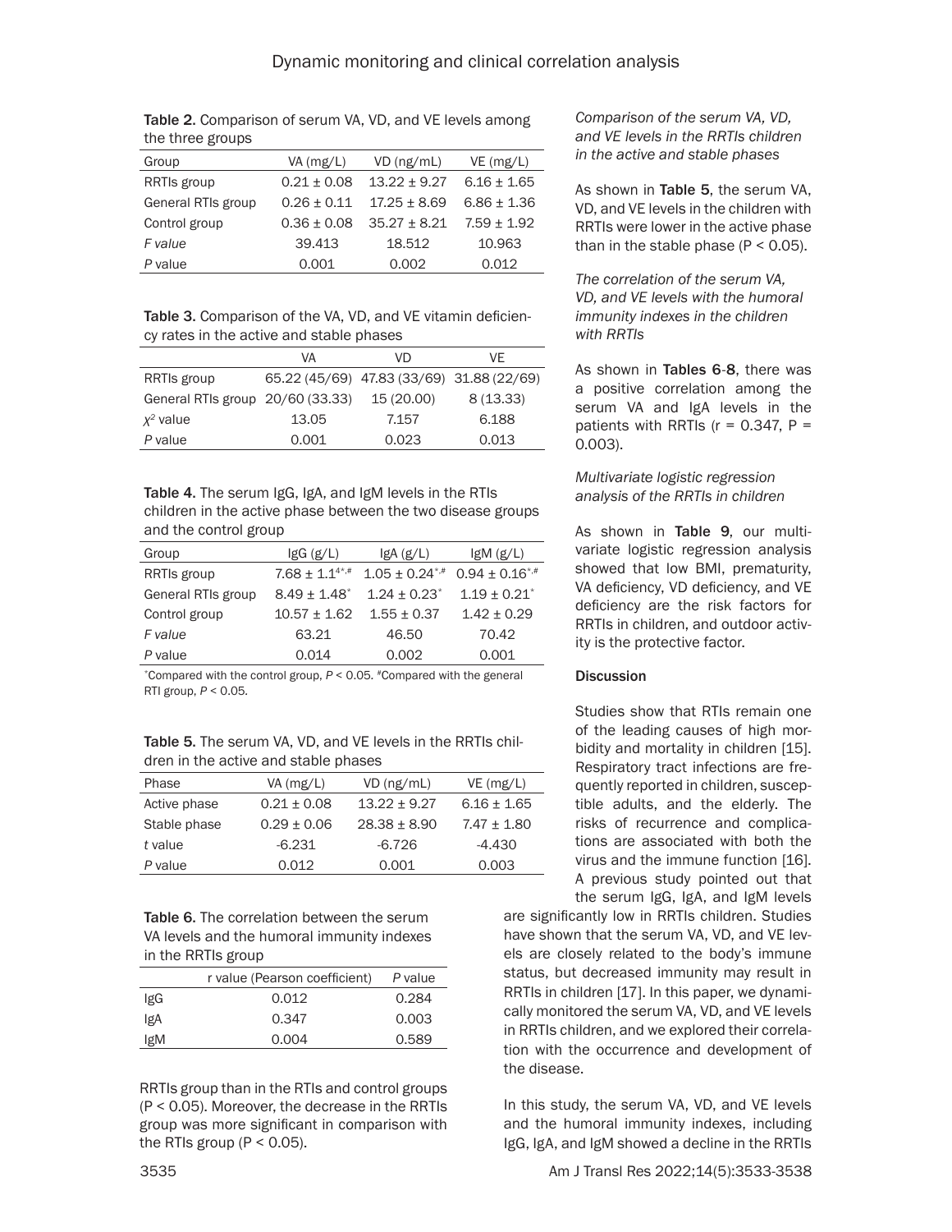Table 2. Comparison of serum VA, VD, and VE levels among the three groups

| Group | VA (mg/L) | VD (ng/mL) | VE (mg/L) |
|---|---|---|---|
| RRTIs group | 0.21 ± 0.08 | 13.22 ± 9.27 | 6.16 ± 1.65 |
| General RTIs group | 0.26 ± 0.11 | 17.25 ± 8.69 | 6.86 ± 1.36 |
| Control group | 0.36 ± 0.08 | 35.27 ± 8.21 | 7.59 ± 1.92 |
| *F value* | 39.413 | 18.512 | 10.963 |
| *P* value | 0.001 | 0.002 | 0.012 |

Table 3. Comparison of the VA, VD, and VE vitamin deficiency rates in the active and stable phases

| | VA | VD | VE |
|---|---|---|---|
| RRTIs group | 65.22 (45/69) | 47.83 (33/69) | 31.88 (22/69) |
| General RTIs group | 20/60 (33.33) | 15 (20.00) | 8 (13.33) |
| $X^2$ value | 13.05 | 7.157 | 6.188 |
| *P* value | 0.001 | 0.023 | 0.013 |

Table 4. The serum IgG, IgA, and IgM levels in the RTIs children in the active phase between the two disease groups and the control group

| Group | IgG (g/L) | IgA (g/L) | IgM (g/L) |
|---|---|---|---|
| RRTIs group | $7.68 \pm 1.14^{*,\#}$ | $1.05 \pm 0.24^{*,\#}$ | $0.94 \pm 0.16^{*,\#}$ |
| General RTIs group | $8.49 \pm 1.48^{*}$ | $1.24 \pm 0.23^{*}$ | $1.19 \pm 0.21^{*}$ |
| Control group | 10.57 ± 1.62 | 1.55 ± 0.37 | 1.42 ± 0.29 |
| *F value* | 63.21 | 46.50 | 70.42 |
| *P* value | 0.014 | 0.002 | 0.001 |

*Compared with the control group, *P* < 0.05. #Compared with the general RTI group, *P* < 0.05.

Table 5. The serum VA, VD, and VE levels in the RRTIs children in the active and stable phases

| Phase | VA (mg/L) | VD (ng/mL) | VE (mg/L) |
|---|---|---|---|
| Active phase | 0.21 ± 0.08 | 13.22 ± 9.27 | 6.16 ± 1.65 |
| Stable phase | 0.29 ± 0.06 | 28.38 ± 8.90 | 7.47 ± 1.80 |
| *t* value | -6.231 | -6.726 | -4.430 |
| *P* value | 0.012 | 0.001 | 0.003 |

Table 6. The correlation between the serum VA levels and the humoral immunity indexes in the RRTIs group

| | r value (Pearson coefficient) | *P* value |
|---|---|---|
| IgG | 0.012 | 0.284 |
| IgA | 0.347 | 0.003 |
| IgM | 0.004 | 0.589 |

RRTIs group than in the RTIs and control groups (P < 0.05). Moreover, the decrease in the RRTIs group was more significant in comparison with the RTIs group (P < 0.05).

### *Comparison of the serum VA, VD, and VE levels in the RRTIs children in the active and stable phases*

As shown in **Table 5**, the serum VA, VD, and VE levels in the children with RRTIs were lower in the active phase than in the stable phase (P < 0.05).

### *The correlation of the serum VA, VD, and VE levels with the humoral immunity indexes in the children with RRTIs*

As shown in **Tables 6-8**, there was a positive correlation among the serum VA and IgA levels in the patients with RRTIs (r = 0.347, P = 0.003).

### *Multivariate logistic regression analysis of the RRTIs in children*

As shown in **Table 9**, our multivariate logistic regression analysis showed that low BMI, prematurity, VA deficiency, VD deficiency, and VE deficiency are the risk factors for RRTIs in children, and outdoor activity is the protective factor.

## Discussion

Studies show that RTIs remain one of the leading causes of high morbidity and mortality in children [15]. Respiratory tract infections are frequently reported in children, susceptible adults, and the elderly. The risks of recurrence and complications are associated with both the virus and the immune function [16]. A previous study pointed out that the serum IgG, IgA, and IgM levels are significantly low in RRTIs children. Studies have shown that the serum VA, VD, and VE levels are closely related to the body's immune status, but decreased immunity may result in RRTIs in children [17]. In this paper, we dynamically monitored the serum VA, VD, and VE levels in RRTIs children, and we explored their correlation with the occurrence and development of the disease.

In this study, the serum VA, VD, and VE levels and the humoral immunity indexes, including IgG, IgA, and IgM showed a decline in the RRTIs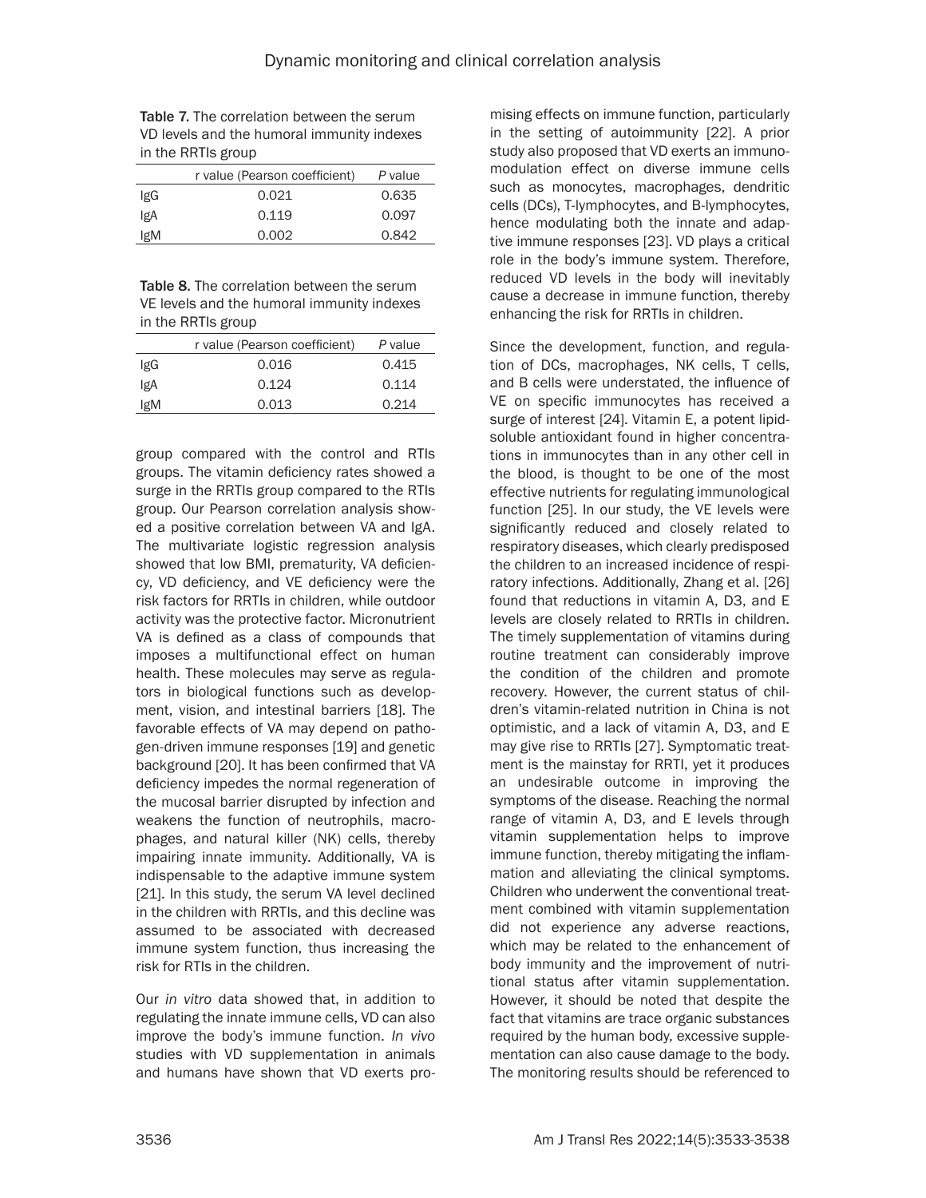Table 7. The correlation between the serum VD levels and the humoral immunity indexes in the RRTIs group

| | r value (Pearson coefficient) | *P* value |
|---|---|---|
| IgG | 0.021 | 0.635 |
| IgA | 0.119 | 0.097 |
| IgM | 0.002 | 0.842 |

Table 8. The correlation between the serum VE levels and the humoral immunity indexes in the RRTIs group

| | r value (Pearson coefficient) | *P* value |
|---|---|---|
| IgG | 0.016 | 0.415 |
| IgA | 0.124 | 0.114 |
| IgM | 0.013 | 0.214 |

group compared with the control and RTIs groups. The vitamin deficiency rates showed a surge in the RRTIs group compared to the RTIs group. Our Pearson correlation analysis showed a positive correlation between VA and IgA. The multivariate logistic regression analysis showed that low BMI, prematurity, VA deficiency, VD deficiency, and VE deficiency were the risk factors for RRTIs in children, while outdoor activity was the protective factor. Micronutrient VA is defined as a class of compounds that imposes a multifunctional effect on human health. These molecules may serve as regulators in biological functions such as development, vision, and intestinal barriers [18]. The favorable effects of VA may depend on pathogen-driven immune responses [19] and genetic background [20]. It has been confirmed that VA deficiency impedes the normal regeneration of the mucosal barrier disrupted by infection and weakens the function of neutrophils, macrophages, and natural killer (NK) cells, thereby impairing innate immunity. Additionally, VA is indispensable to the adaptive immune system [21]. In this study, the serum VA level declined in the children with RRTIs, and this decline was assumed to be associated with decreased immune system function, thus increasing the risk for RTIs in the children.

Our *in vitro* data showed that, in addition to regulating the innate immune cells, VD can also improve the body's immune function. *In vivo* studies with VD supplementation in animals and humans have shown that VD exerts promising effects on immune function, particularly in the setting of autoimmunity [22]. A prior study also proposed that VD exerts an immunomodulation effect on diverse immune cells such as monocytes, macrophages, dendritic cells (DCs), T-lymphocytes, and B-lymphocytes, hence modulating both the innate and adaptive immune responses [23]. VD plays a critical role in the body's immune system. Therefore, reduced VD levels in the body will inevitably cause a decrease in immune function, thereby enhancing the risk for RRTIs in children.

Since the development, function, and regulation of DCs, macrophages, NK cells, T cells, and B cells were understated, the influence of VE on specific immunocytes has received a surge of interest [24]. Vitamin E, a potent lipid-soluble antioxidant found in higher concentrations in immunocytes than in any other cell in the blood, is thought to be one of the most effective nutrients for regulating immunological function [25]. In our study, the VE levels were significantly reduced and closely related to respiratory diseases, which clearly predisposed the children to an increased incidence of respiratory infections. Additionally, Zhang et al. [26] found that reductions in vitamin A, D3, and E levels are closely related to RRTIs in children. The timely supplementation of vitamins during routine treatment can considerably improve the condition of the children and promote recovery. However, the current status of children's vitamin-related nutrition in China is not optimistic, and a lack of vitamin A, D3, and E may give rise to RRTIs [27]. Symptomatic treatment is the mainstay for RRTI, yet it produces an undesirable outcome in improving the symptoms of the disease. Reaching the normal range of vitamin A, D3, and E levels through vitamin supplementation helps to improve immune function, thereby mitigating the inflammation and alleviating the clinical symptoms. Children who underwent the conventional treatment combined with vitamin supplementation did not experience any adverse reactions, which may be related to the enhancement of body immunity and the improvement of nutritional status after vitamin supplementation. However, it should be noted that despite the fact that vitamins are trace organic substances required by the human body, excessive supplementation can also cause damage to the body. The monitoring results should be referenced to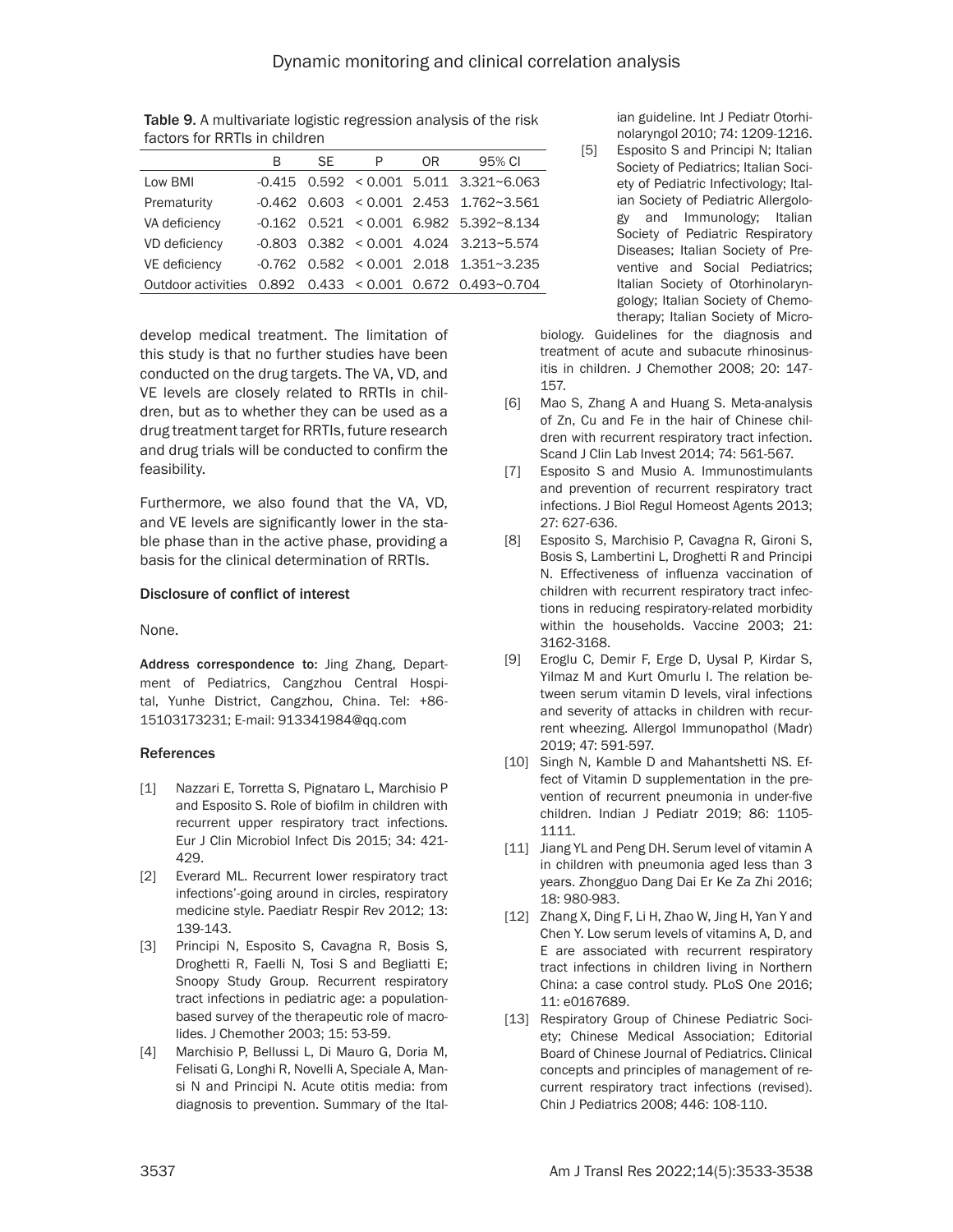Table 9. A multivariate logistic regression analysis of the risk factors for RRTIs in children

| | B | SE | P | OR | 95% CI |
|---|---|---|---|---|---|
| Low BMI | -0.415 | 0.592 | < 0.001 | 5.011 | 3.321~6.063 |
| Prematurity | -0.462 | 0.603 | < 0.001 | 2.453 | 1.762~3.561 |
| VA deficiency | -0.162 | 0.521 | < 0.001 | 6.982 | 5.392~8.134 |
| VD deficiency | -0.803 | 0.382 | < 0.001 | 4.024 | 3.213~5.574 |
| VE deficiency | -0.762 | 0.582 | < 0.001 | 2.018 | 1.351~3.235 |
| Outdoor activities | 0.892 | 0.433 | < 0.001 | 0.672 | 0.493~0.704 |

develop medical treatment. The limitation of this study is that no further studies have been conducted on the drug targets. The VA, VD, and VE levels are closely related to RRTIs in children, but as to whether they can be used as a drug treatment target for RRTIs, future research and drug trials will be conducted to confirm the feasibility.

Furthermore, we also found that the VA, VD, and VE levels are significantly lower in the stable phase than in the active phase, providing a basis for the clinical determination of RRTIs.

### Disclosure of conflict of interest

None.

**Address correspondence to:** Jing Zhang, Department of Pediatrics, Cangzhou Central Hospital, Yunhe District, Cangzhou, China. Tel: +86-15103173231; E-mail: 913341984@qq.com

### References

[1] Nazzari E, Torretta S, Pignataro L, Marchisio P and Esposito S. Role of biofilm in children with recurrent upper respiratory tract infections. Eur J Clin Microbiol Infect Dis 2015; 34: 421-429.

[2] Everard ML. Recurrent lower respiratory tract infections'-going around in circles, respiratory medicine style. Paediatr Respir Rev 2012; 13: 139-143.

[3] Principi N, Esposito S, Cavagna R, Bosis S, Droghetti R, Faelli N, Tosi S and Begliatti E; Snoopy Study Group. Recurrent respiratory tract infections in pediatric age: a population-based survey of the therapeutic role of macrolides. J Chemother 2003; 15: 53-59.

[4] Marchisio P, Bellussi L, Di Mauro G, Doria M, Felisati G, Longhi R, Novelli A, Speciale A, Mansi N and Principi N. Acute otitis media: from diagnosis to prevention. Summary of the Italian guideline. Int J Pediatr Otorhinolaryngol 2010; 74: 1209-1216.

[5] Esposito S and Principi N; Italian Society of Pediatrics; Italian Society of Pediatric Infectivology; Italian Society of Pediatric Allergology and Immunology; Italian Society of Pediatric Respiratory Diseases; Italian Society of Preventive and Social Pediatrics; Italian Society of Otorhinolaryngology; Italian Society of Chemotherapy; Italian Society of Microbiology. Guidelines for the diagnosis and treatment of acute and subacute rhinosinusitis in children. J Chemother 2008; 20: 147-157.

[6] Mao S, Zhang A and Huang S. Meta-analysis of Zn, Cu and Fe in the hair of Chinese children with recurrent respiratory tract infection. Scand J Clin Lab Invest 2014; 74: 561-567.

[7] Esposito S and Musio A. Immunostimulants and prevention of recurrent respiratory tract infections. J Biol Regul Homeost Agents 2013; 27: 627-636.

[8] Esposito S, Marchisio P, Cavagna R, Gironi S, Bosis S, Lambertini L, Droghetti R and Principi N. Effectiveness of influenza vaccination of children with recurrent respiratory tract infections in reducing respiratory-related morbidity within the households. Vaccine 2003; 21: 3162-3168.

[9] Eroglu C, Demir F, Erge D, Uysal P, Kirdar S, Yilmaz M and Kurt Omurlu I. The relation between serum vitamin D levels, viral infections and severity of attacks in children with recurrent wheezing. Allergol Immunopathol (Madr) 2019; 47: 591-597.

[10] Singh N, Kamble D and Mahantshetti NS. Effect of Vitamin D supplementation in the prevention of recurrent pneumonia in under-five children. Indian J Pediatr 2019; 86: 1105-1111.

[11] Jiang YL and Peng DH. Serum level of vitamin A in children with pneumonia aged less than 3 years. Zhongguo Dang Dai Er Ke Za Zhi 2016; 18: 980-983.

[12] Zhang X, Ding F, Li H, Zhao W, Jing H, Yan Y and Chen Y. Low serum levels of vitamins A, D, and E are associated with recurrent respiratory tract infections in children living in Northern China: a case control study. PLoS One 2016; 11: e0167689.

[13] Respiratory Group of Chinese Pediatric Society; Chinese Medical Association; Editorial Board of Chinese Journal of Pediatrics. Clinical concepts and principles of management of recurrent respiratory tract infections (revised). Chin J Pediatrics 2008; 446: 108-110.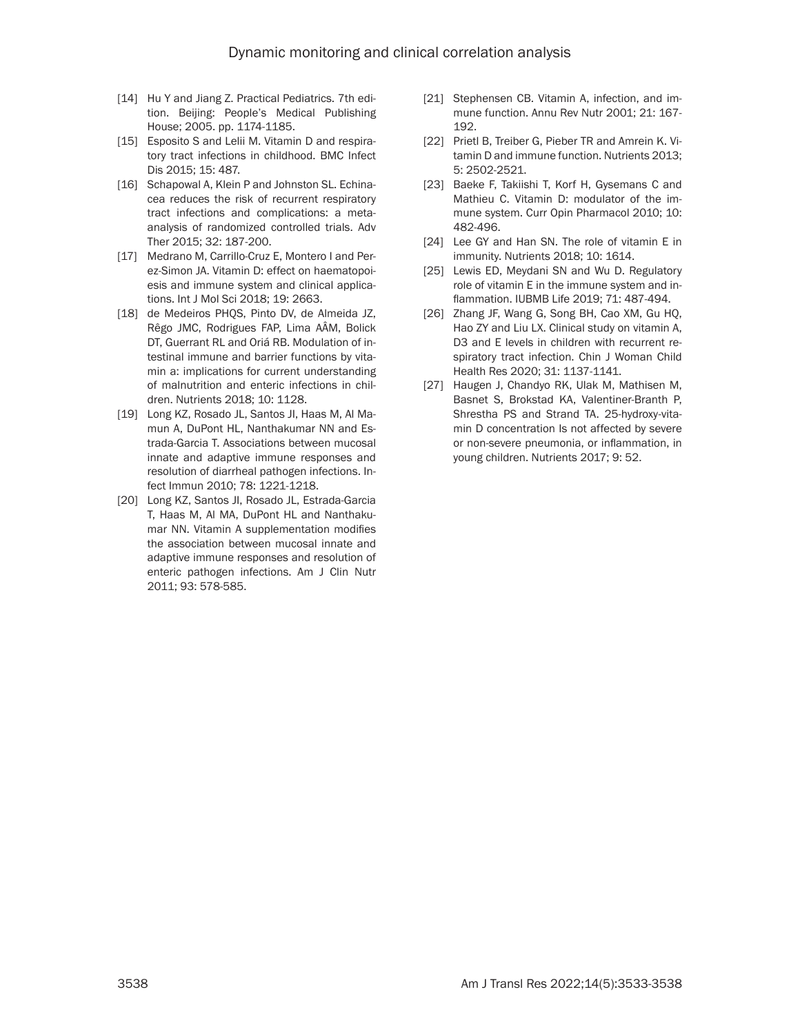[14] Hu Y and Jiang Z. Practical Pediatrics. 7th edition. Beijing: People's Medical Publishing House; 2005. pp. 1174-1185.

[15] Esposito S and Lelii M. Vitamin D and respiratory tract infections in childhood. BMC Infect Dis 2015; 15: 487.

[16] Schapowal A, Klein P and Johnston SL. Echinacea reduces the risk of recurrent respiratory tract infections and complications: a meta-analysis of randomized controlled trials. Adv Ther 2015; 32: 187-200.

[17] Medrano M, Carrillo-Cruz E, Montero I and Perez-Simon JA. Vitamin D: effect on haematopoiesis and immune system and clinical applications. Int J Mol Sci 2018; 19: 2663.

[18] de Medeiros PHQS, Pinto DV, de Almeida JZ, Rêgo JMC, Rodrigues FAP, Lima AÂM, Bolick DT, Guerrant RL and Oriá RB. Modulation of intestinal immune and barrier functions by vitamin a: implications for current understanding of malnutrition and enteric infections in children. Nutrients 2018; 10: 1128.

[19] Long KZ, Rosado JL, Santos JI, Haas M, Al Mamun A, DuPont HL, Nanthakumar NN and Estrada-Garcia T. Associations between mucosal innate and adaptive immune responses and resolution of diarrheal pathogen infections. Infect Immun 2010; 78: 1221-1218.

[20] Long KZ, Santos JI, Rosado JL, Estrada-Garcia T, Haas M, Al MA, DuPont HL and Nanthakumar NN. Vitamin A supplementation modifies the association between mucosal innate and adaptive immune responses and resolution of enteric pathogen infections. Am J Clin Nutr 2011; 93: 578-585.

[21] Stephensen CB. Vitamin A, infection, and immune function. Annu Rev Nutr 2001; 21: 167-192.

[22] Prietl B, Treiber G, Pieber TR and Amrein K. Vitamin D and immune function. Nutrients 2013; 5: 2502-2521.

[23] Baeke F, Takiishi T, Korf H, Gysemans C and Mathieu C. Vitamin D: modulator of the immune system. Curr Opin Pharmacol 2010; 10: 482-496.

[24] Lee GY and Han SN. The role of vitamin E in immunity. Nutrients 2018; 10: 1614.

[25] Lewis ED, Meydani SN and Wu D. Regulatory role of vitamin E in the immune system and inflammation. IUBMB Life 2019; 71: 487-494.

[26] Zhang JF, Wang G, Song BH, Cao XM, Gu HQ, Hao ZY and Liu LX. Clinical study on vitamin A, D3 and E levels in children with recurrent respiratory tract infection. Chin J Woman Child Health Res 2020; 31: 1137-1141.

[27] Haugen J, Chandyo RK, Ulak M, Mathisen M, Basnet S, Brokstad KA, Valentiner-Branth P, Shrestha PS and Strand TA. 25-hydroxy-vitamin D concentration Is not affected by severe or non-severe pneumonia, or inflammation, in young children. Nutrients 2017; 9: 52.